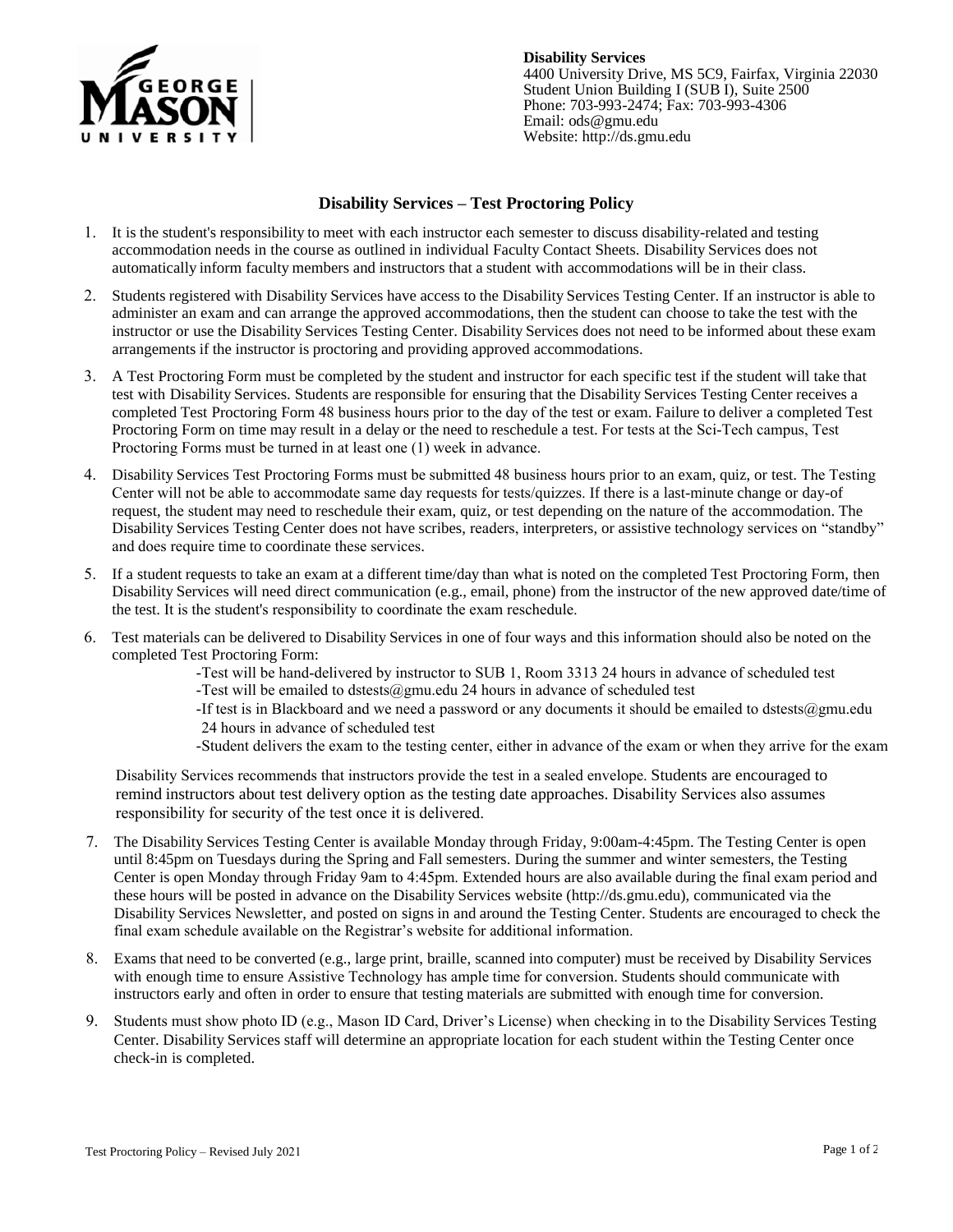**Disability Services**
4400 University Drive, MS 5C9, Fairfax, Virginia 22030
Student Union Building I (SUB I), Suite 2500
Phone: 703-993-2474; Fax: 703-993-4306
Email: ods@gmu.edu
Website: http://ds.gmu.edu

## Disability Services – Test Proctoring Policy

1. It is the student's responsibility to meet with each instructor each semester to discuss disability-related and testing accommodation needs in the course as outlined in individual Faculty Contact Sheets. Disability Services does not automatically inform faculty members and instructors that a student with accommodations will be in their class.

2. Students registered with Disability Services have access to the Disability Services Testing Center. If an instructor is able to administer an exam and can arrange the approved accommodations, then the student can choose to take the test with the instructor or use the Disability Services Testing Center. Disability Services does not need to be informed about these exam arrangements if the instructor is proctoring and providing approved accommodations.

3. A Test Proctoring Form must be completed by the student and instructor for each specific test if the student will take that test with Disability Services. Students are responsible for ensuring that the Disability Services Testing Center receives a completed Test Proctoring Form 48 business hours prior to the day of the test or exam. Failure to deliver a completed Test Proctoring Form on time may result in a delay or the need to reschedule a test. For tests at the Sci-Tech campus, Test Proctoring Forms must be turned in at least one (1) week in advance.

4. Disability Services Test Proctoring Forms must be submitted 48 business hours prior to an exam, quiz, or test. The Testing Center will not be able to accommodate same day requests for tests/quizzes. If there is a last-minute change or day-of request, the student may need to reschedule their exam, quiz, or test depending on the nature of the accommodation. The Disability Services Testing Center does not have scribes, readers, interpreters, or assistive technology services on "standby" and does require time to coordinate these services.

5. If a student requests to take an exam at a different time/day than what is noted on the completed Test Proctoring Form, then Disability Services will need direct communication (e.g., email, phone) from the instructor of the new approved date/time of the test. It is the student's responsibility to coordinate the exam reschedule.

6. Test materials can be delivered to Disability Services in one of four ways and this information should also be noted on the completed Test Proctoring Form:

   -Test will be hand-delivered by instructor to SUB 1, Room 3313 24 hours in advance of scheduled test
   -Test will be emailed to dstests@gmu.edu 24 hours in advance of scheduled test
   -If test is in Blackboard and we need a password or any documents it should be emailed to dstests@gmu.edu 24 hours in advance of scheduled test
   -Student delivers the exam to the testing center, either in advance of the exam or when they arrive for the exam

   Disability Services recommends that instructors provide the test in a sealed envelope. Students are encouraged to remind instructors about test delivery option as the testing date approaches. Disability Services also assumes responsibility for security of the test once it is delivered.

7. The Disability Services Testing Center is available Monday through Friday, 9:00am-4:45pm. The Testing Center is open until 8:45pm on Tuesdays during the Spring and Fall semesters. During the summer and winter semesters, the Testing Center is open Monday through Friday 9am to 4:45pm. Extended hours are also available during the final exam period and these hours will be posted in advance on the Disability Services website (http://ds.gmu.edu), communicated via the Disability Services Newsletter, and posted on signs in and around the Testing Center. Students are encouraged to check the final exam schedule available on the Registrar's website for additional information.

8. Exams that need to be converted (e.g., large print, braille, scanned into computer) must be received by Disability Services with enough time to ensure Assistive Technology has ample time for conversion. Students should communicate with instructors early and often in order to ensure that testing materials are submitted with enough time for conversion.

9. Students must show photo ID (e.g., Mason ID Card, Driver's License) when checking in to the Disability Services Testing Center. Disability Services staff will determine an appropriate location for each student within the Testing Center once check-in is completed.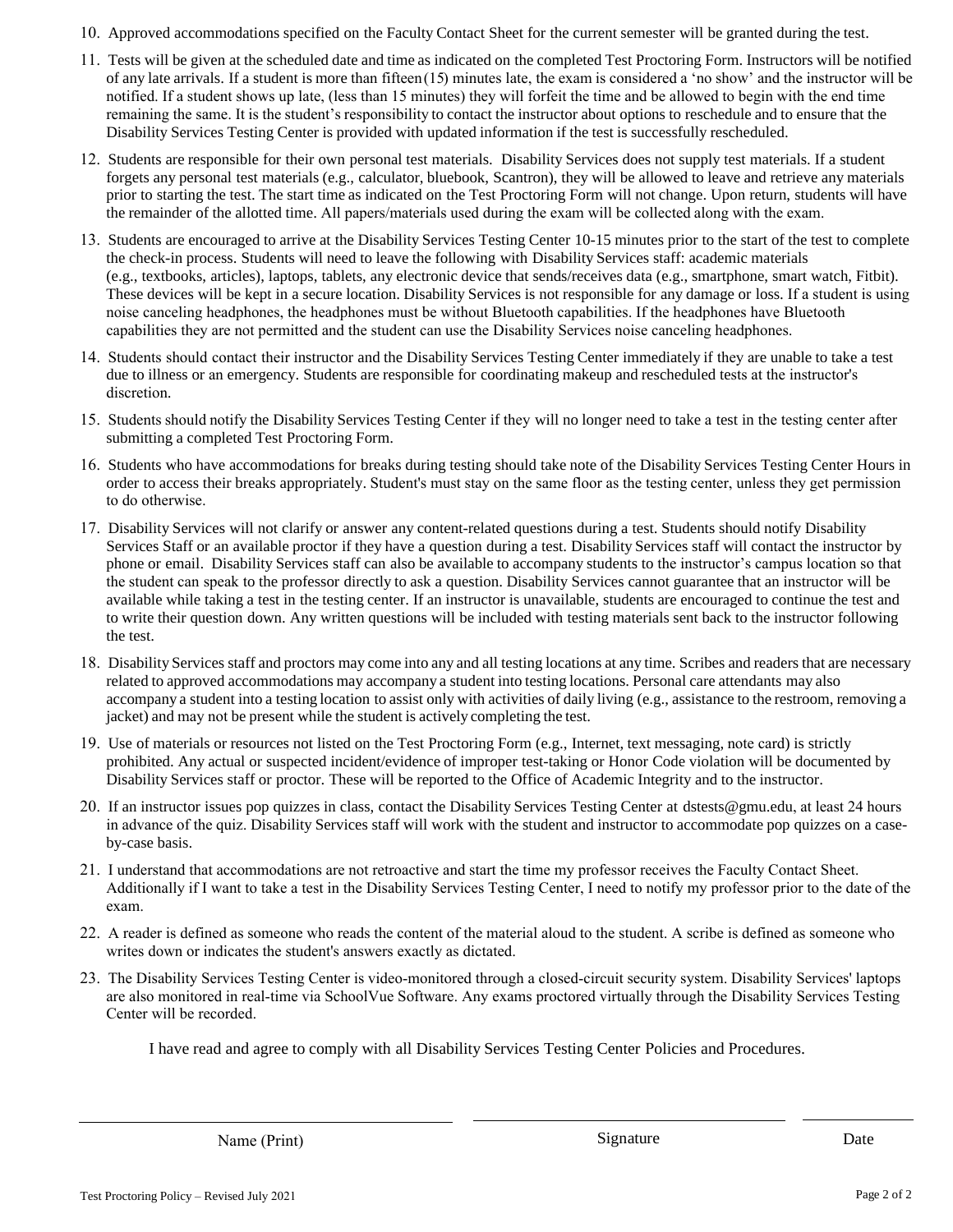10. Approved accommodations specified on the Faculty Contact Sheet for the current semester will be granted during the test.
11. Tests will be given at the scheduled date and time as indicated on the completed Test Proctoring Form. Instructors will be notified of any late arrivals. If a student is more than fifteen (15) minutes late, the exam is considered a 'no show' and the instructor will be notified. If a student shows up late, (less than 15 minutes) they will forfeit the time and be allowed to begin with the end time remaining the same. It is the student's responsibility to contact the instructor about options to reschedule and to ensure that the Disability Services Testing Center is provided with updated information if the test is successfully rescheduled.
12. Students are responsible for their own personal test materials. Disability Services does not supply test materials. If a student forgets any personal test materials (e.g., calculator, bluebook, Scantron), they will be allowed to leave and retrieve any materials prior to starting the test. The start time as indicated on the Test Proctoring Form will not change. Upon return, students will have the remainder of the allotted time. All papers/materials used during the exam will be collected along with the exam.
13. Students are encouraged to arrive at the Disability Services Testing Center 10-15 minutes prior to the start of the test to complete the check-in process. Students will need to leave the following with Disability Services staff: academic materials (e.g., textbooks, articles), laptops, tablets, any electronic device that sends/receives data (e.g., smartphone, smart watch, Fitbit). These devices will be kept in a secure location. Disability Services is not responsible for any damage or loss. If a student is using noise canceling headphones, the headphones must be without Bluetooth capabilities. If the headphones have Bluetooth capabilities they are not permitted and the student can use the Disability Services noise canceling headphones.
14. Students should contact their instructor and the Disability Services Testing Center immediately if they are unable to take a test due to illness or an emergency. Students are responsible for coordinating makeup and rescheduled tests at the instructor's discretion.
15. Students should notify the Disability Services Testing Center if they will no longer need to take a test in the testing center after submitting a completed Test Proctoring Form.
16. Students who have accommodations for breaks during testing should take note of the Disability Services Testing Center Hours in order to access their breaks appropriately. Student's must stay on the same floor as the testing center, unless they get permission to do otherwise.
17. Disability Services will not clarify or answer any content-related questions during a test. Students should notify Disability Services Staff or an available proctor if they have a question during a test. Disability Services staff will contact the instructor by phone or email. Disability Services staff can also be available to accompany students to the instructor's campus location so that the student can speak to the professor directly to ask a question. Disability Services cannot guarantee that an instructor will be available while taking a test in the testing center. If an instructor is unavailable, students are encouraged to continue the test and to write their question down. Any written questions will be included with testing materials sent back to the instructor following the test.
18. Disability Services staff and proctors may come into any and all testing locations at any time. Scribes and readers that are necessary related to approved accommodations may accompany a student into testing locations. Personal care attendants may also accompany a student into a testing location to assist only with activities of daily living (e.g., assistance to the restroom, removing a jacket) and may not be present while the student is actively completing the test.
19. Use of materials or resources not listed on the Test Proctoring Form (e.g., Internet, text messaging, note card) is strictly prohibited. Any actual or suspected incident/evidence of improper test-taking or Honor Code violation will be documented by Disability Services staff or proctor. These will be reported to the Office of Academic Integrity and to the instructor.
20. If an instructor issues pop quizzes in class, contact the Disability Services Testing Center at dstests@gmu.edu, at least 24 hours in advance of the quiz. Disability Services staff will work with the student and instructor to accommodate pop quizzes on a case-by-case basis.
21. I understand that accommodations are not retroactive and start the time my professor receives the Faculty Contact Sheet. Additionally if I want to take a test in the Disability Services Testing Center, I need to notify my professor prior to the date of the exam.
22. A reader is defined as someone who reads the content of the material aloud to the student. A scribe is defined as someone who writes down or indicates the student's answers exactly as dictated.
23. The Disability Services Testing Center is video-monitored through a closed-circuit security system. Disability Services' laptops are also monitored in real-time via SchoolVue Software. Any exams proctored virtually through the Disability Services Testing Center will be recorded.

I have read and agree to comply with all Disability Services Testing Center Policies and Procedures.

| | | |
|---|---|---|
| ______________________ | ______________________ | __________ |
| Name (Print) | Signature | Date |

Test Proctoring Policy – Revised July 2021